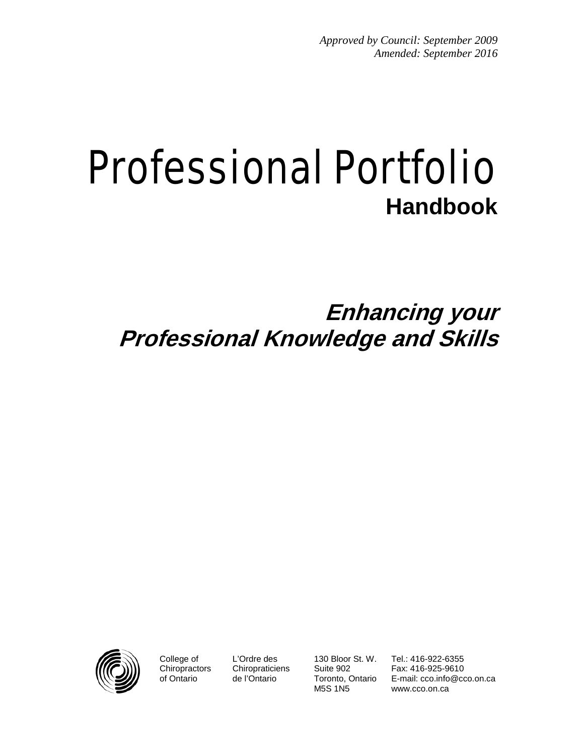*Approved by Council: September 2009*
*Amended: September 2016*

# Professional Portfolio

**Handbook**

## ***Enhancing your Professional Knowledge and Skills***

College of Chiropractors of Ontario

L'Ordre des Chiropraticiens de l'Ontario

130 Bloor St. W.
Suite 902
Toronto, Ontario
M5S 1N5

Tel.: 416-922-6355
Fax: 416-925-9610
E-mail: cco.info@cco.on.ca
www.cco.on.ca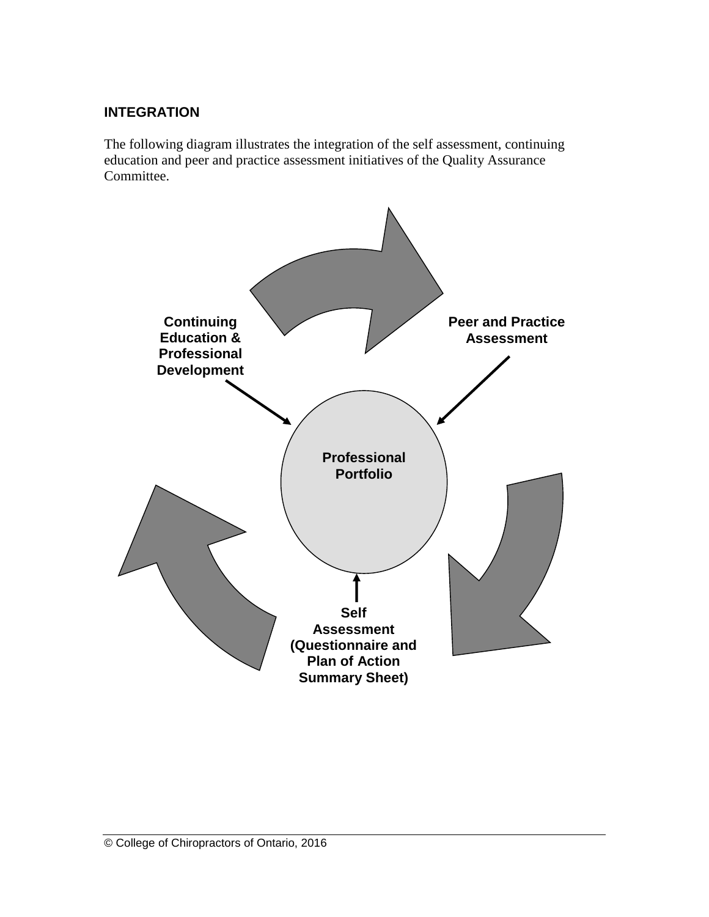## INTEGRATION

The following diagram illustrates the integration of the self assessment, continuing education and peer and practice assessment initiatives of the Quality Assurance Committee.

**Continuing Education & Professional Development**

**Peer and Practice Assessment**

**Professional Portfolio**

**Self Assessment (Questionnaire and Plan of Action Summary Sheet)**

© College of Chiropractors of Ontario, 2016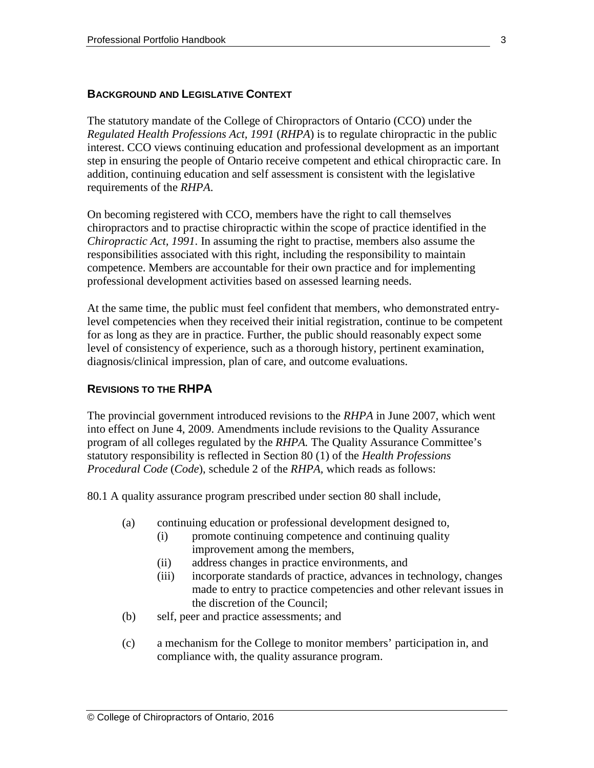## Background and Legislative Context

The statutory mandate of the College of Chiropractors of Ontario (CCO) under the *Regulated Health Professions Act, 1991* (*RHPA*) is to regulate chiropractic in the public interest. CCO views continuing education and professional development as an important step in ensuring the people of Ontario receive competent and ethical chiropractic care. In addition, continuing education and self assessment is consistent with the legislative requirements of the *RHPA*.

On becoming registered with CCO, members have the right to call themselves chiropractors and to practise chiropractic within the scope of practice identified in the *Chiropractic Act, 1991*. In assuming the right to practise, members also assume the responsibilities associated with this right, including the responsibility to maintain competence. Members are accountable for their own practice and for implementing professional development activities based on assessed learning needs.

At the same time, the public must feel confident that members, who demonstrated entry-level competencies when they received their initial registration, continue to be competent for as long as they are in practice. Further, the public should reasonably expect some level of consistency of experience, such as a thorough history, pertinent examination, diagnosis/clinical impression, plan of care, and outcome evaluations.

## Revisions to the RHPA

The provincial government introduced revisions to the *RHPA* in June 2007, which went into effect on June 4, 2009. Amendments include revisions to the Quality Assurance program of all colleges regulated by the *RHPA.* The Quality Assurance Committee's statutory responsibility is reflected in Section 80 (1) of the *Health Professions Procedural Code* (*Code*), schedule 2 of the *RHPA*, which reads as follows:

80.1 A quality assurance program prescribed under section 80 shall include,

- (a) continuing education or professional development designed to,
  - (i) promote continuing competence and continuing quality improvement among the members,
  - (ii) address changes in practice environments, and
  - (iii) incorporate standards of practice, advances in technology, changes made to entry to practice competencies and other relevant issues in the discretion of the Council;
- (b) self, peer and practice assessments; and
- (c) a mechanism for the College to monitor members' participation in, and compliance with, the quality assurance program.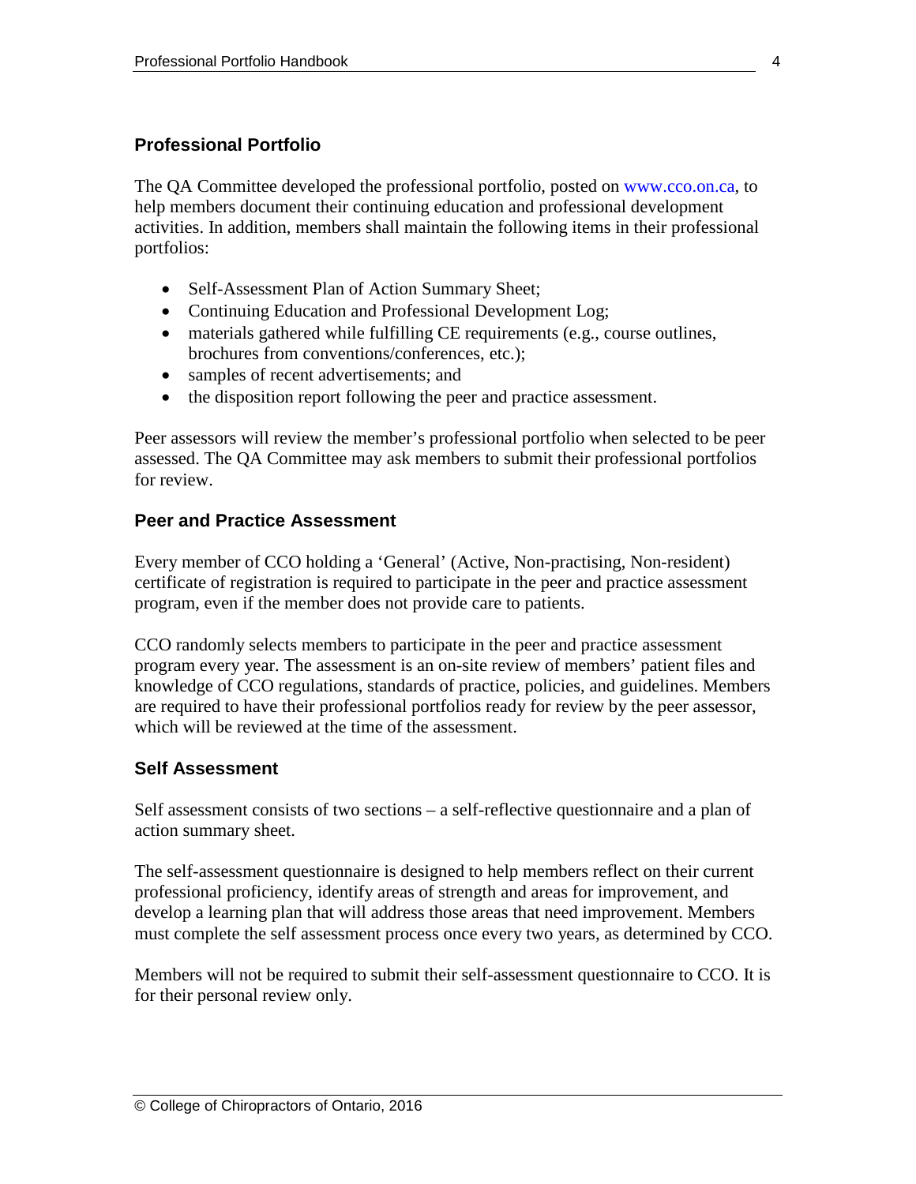## Professional Portfolio

The QA Committee developed the professional portfolio, posted on www.cco.on.ca, to help members document their continuing education and professional development activities. In addition, members shall maintain the following items in their professional portfolios:

- Self-Assessment Plan of Action Summary Sheet;
- Continuing Education and Professional Development Log;
- materials gathered while fulfilling CE requirements (e.g., course outlines, brochures from conventions/conferences, etc.);
- samples of recent advertisements; and
- the disposition report following the peer and practice assessment.

Peer assessors will review the member's professional portfolio when selected to be peer assessed. The QA Committee may ask members to submit their professional portfolios for review.

## Peer and Practice Assessment

Every member of CCO holding a 'General' (Active, Non-practising, Non-resident) certificate of registration is required to participate in the peer and practice assessment program, even if the member does not provide care to patients.

CCO randomly selects members to participate in the peer and practice assessment program every year. The assessment is an on-site review of members' patient files and knowledge of CCO regulations, standards of practice, policies, and guidelines. Members are required to have their professional portfolios ready for review by the peer assessor, which will be reviewed at the time of the assessment.

## Self Assessment

Self assessment consists of two sections – a self-reflective questionnaire and a plan of action summary sheet.

The self-assessment questionnaire is designed to help members reflect on their current professional proficiency, identify areas of strength and areas for improvement, and develop a learning plan that will address those areas that need improvement. Members must complete the self assessment process once every two years, as determined by CCO.

Members will not be required to submit their self-assessment questionnaire to CCO. It is for their personal review only.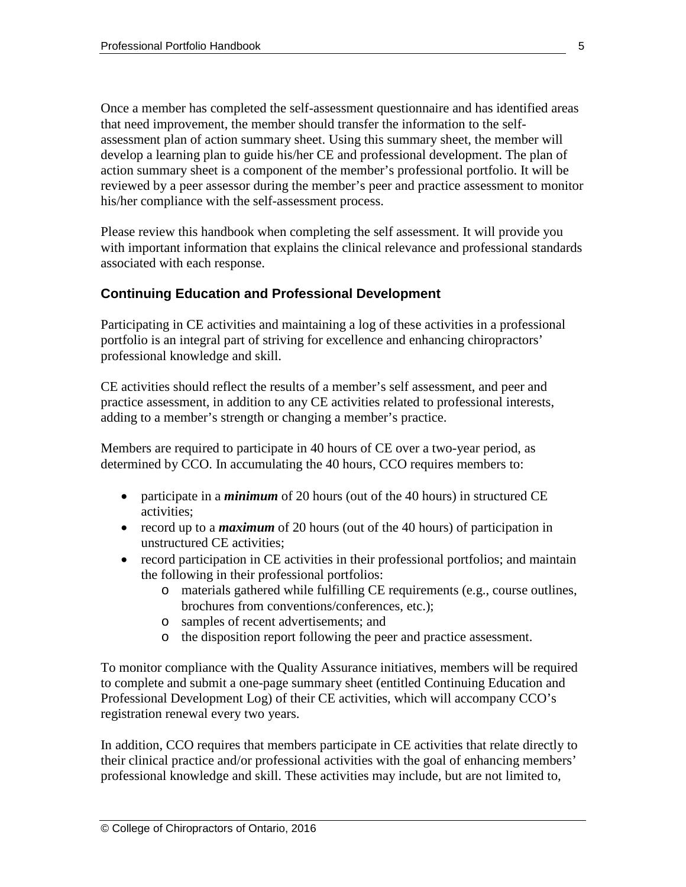Once a member has completed the self-assessment questionnaire and has identified areas that need improvement, the member should transfer the information to the self-assessment plan of action summary sheet. Using this summary sheet, the member will develop a learning plan to guide his/her CE and professional development. The plan of action summary sheet is a component of the member's professional portfolio. It will be reviewed by a peer assessor during the member's peer and practice assessment to monitor his/her compliance with the self-assessment process.

Please review this handbook when completing the self assessment. It will provide you with important information that explains the clinical relevance and professional standards associated with each response.

### Continuing Education and Professional Development

Participating in CE activities and maintaining a log of these activities in a professional portfolio is an integral part of striving for excellence and enhancing chiropractors' professional knowledge and skill.

CE activities should reflect the results of a member's self assessment, and peer and practice assessment, in addition to any CE activities related to professional interests, adding to a member's strength or changing a member's practice.

Members are required to participate in 40 hours of CE over a two-year period, as determined by CCO. In accumulating the 40 hours, CCO requires members to:

- participate in a ***minimum*** of 20 hours (out of the 40 hours) in structured CE activities;
- record up to a ***maximum*** of 20 hours (out of the 40 hours) of participation in unstructured CE activities;
- record participation in CE activities in their professional portfolios; and maintain the following in their professional portfolios:
    - materials gathered while fulfilling CE requirements (e.g., course outlines, brochures from conventions/conferences, etc.);
    - samples of recent advertisements; and
    - the disposition report following the peer and practice assessment.

To monitor compliance with the Quality Assurance initiatives, members will be required to complete and submit a one-page summary sheet (entitled Continuing Education and Professional Development Log) of their CE activities, which will accompany CCO's registration renewal every two years.

In addition, CCO requires that members participate in CE activities that relate directly to their clinical practice and/or professional activities with the goal of enhancing members' professional knowledge and skill. These activities may include, but are not limited to,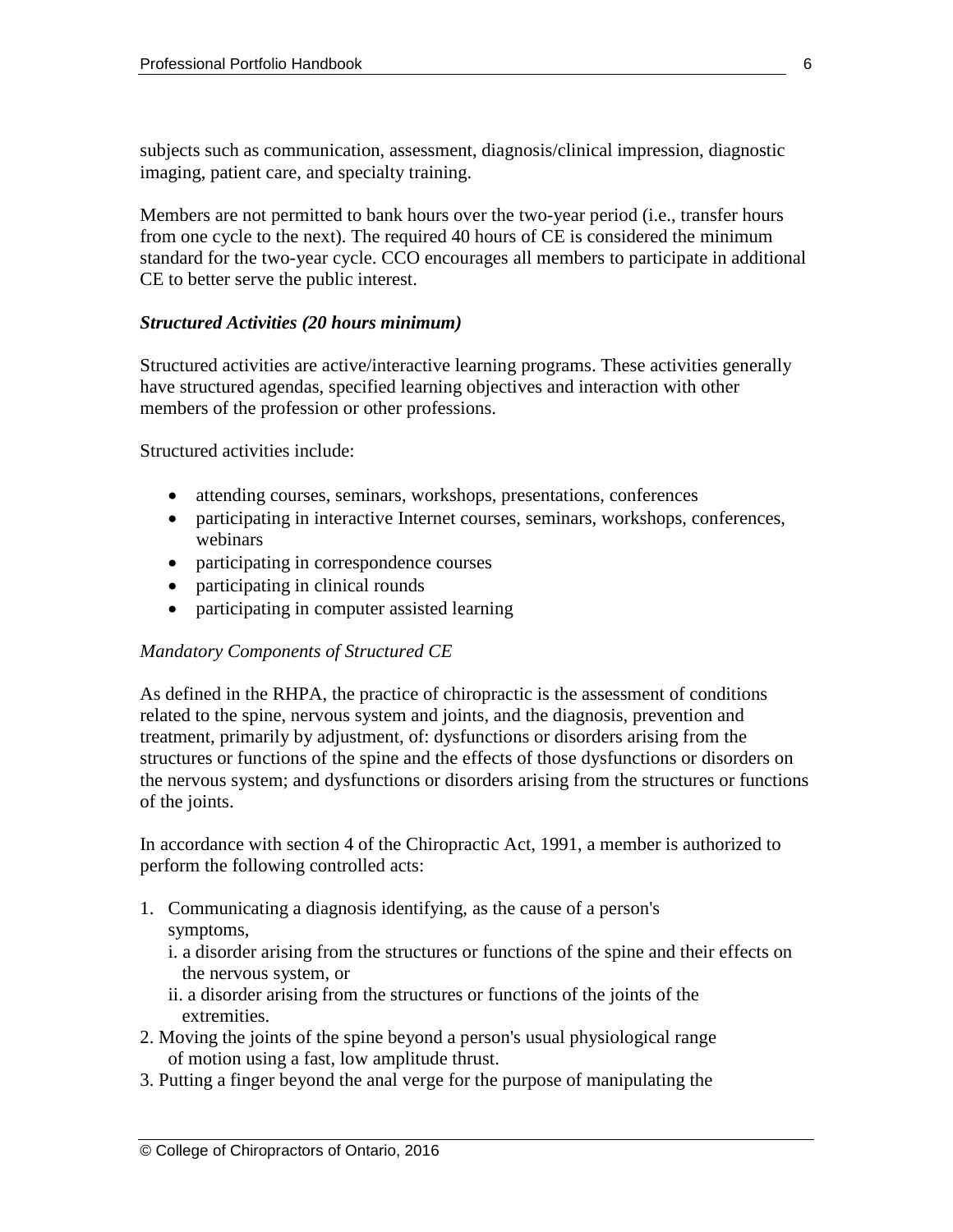subjects such as communication, assessment, diagnosis/clinical impression, diagnostic imaging, patient care, and specialty training.

Members are not permitted to bank hours over the two-year period (i.e., transfer hours from one cycle to the next). The required 40 hours of CE is considered the minimum standard for the two-year cycle. CCO encourages all members to participate in additional CE to better serve the public interest.

***Structured Activities (20 hours minimum)***

Structured activities are active/interactive learning programs. These activities generally have structured agendas, specified learning objectives and interaction with other members of the profession or other professions.

Structured activities include:

- attending courses, seminars, workshops, presentations, conferences
- participating in interactive Internet courses, seminars, workshops, conferences, webinars
- participating in correspondence courses
- participating in clinical rounds
- participating in computer assisted learning

*Mandatory Components of Structured CE*

As defined in the RHPA, the practice of chiropractic is the assessment of conditions related to the spine, nervous system and joints, and the diagnosis, prevention and treatment, primarily by adjustment, of: dysfunctions or disorders arising from the structures or functions of the spine and the effects of those dysfunctions or disorders on the nervous system; and dysfunctions or disorders arising from the structures or functions of the joints.

In accordance with section 4 of the Chiropractic Act, 1991, a member is authorized to perform the following controlled acts:

1. Communicating a diagnosis identifying, as the cause of a person's symptoms,
   i. a disorder arising from the structures or functions of the spine and their effects on the nervous system, or
   ii. a disorder arising from the structures or functions of the joints of the extremities.
2. Moving the joints of the spine beyond a person's usual physiological range of motion using a fast, low amplitude thrust.
3. Putting a finger beyond the anal verge for the purpose of manipulating the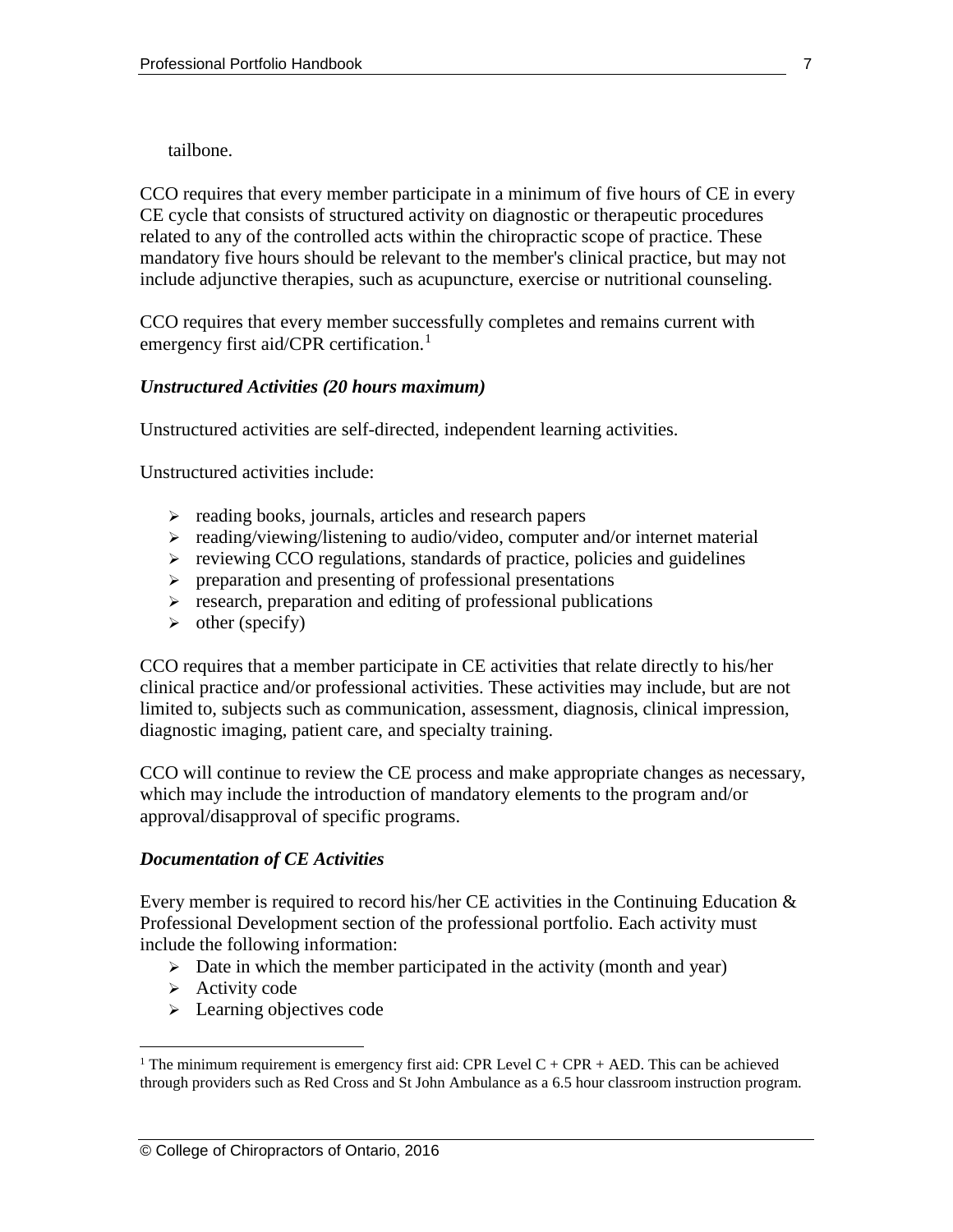tailbone.

CCO requires that every member participate in a minimum of five hours of CE in every CE cycle that consists of structured activity on diagnostic or therapeutic procedures related to any of the controlled acts within the chiropractic scope of practice. These mandatory five hours should be relevant to the member's clinical practice, but may not include adjunctive therapies, such as acupuncture, exercise or nutritional counseling.

CCO requires that every member successfully completes and remains current with emergency first aid/CPR certification.[1]

### *Unstructured Activities (20 hours maximum)*

Unstructured activities are self-directed, independent learning activities.

Unstructured activities include:

- reading books, journals, articles and research papers
- reading/viewing/listening to audio/video, computer and/or internet material
- reviewing CCO regulations, standards of practice, policies and guidelines
- preparation and presenting of professional presentations
- research, preparation and editing of professional publications
- other (specify)

CCO requires that a member participate in CE activities that relate directly to his/her clinical practice and/or professional activities. These activities may include, but are not limited to, subjects such as communication, assessment, diagnosis, clinical impression, diagnostic imaging, patient care, and specialty training.

CCO will continue to review the CE process and make appropriate changes as necessary, which may include the introduction of mandatory elements to the program and/or approval/disapproval of specific programs.

### *Documentation of CE Activities*

Every member is required to record his/her CE activities in the Continuing Education & Professional Development section of the professional portfolio. Each activity must include the following information:

- Date in which the member participated in the activity (month and year)
- Activity code
- Learning objectives code

---

[1] The minimum requirement is emergency first aid: CPR Level C + CPR + AED. This can be achieved through providers such as Red Cross and St John Ambulance as a 6.5 hour classroom instruction program.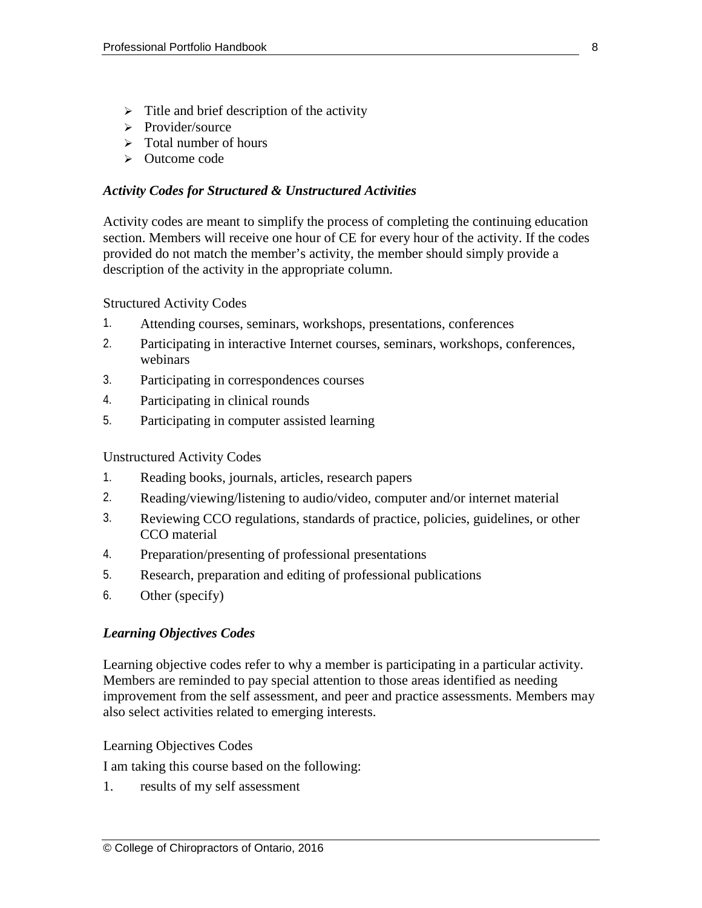- Title and brief description of the activity
- Provider/source
- Total number of hours
- Outcome code

### *Activity Codes for Structured & Unstructured Activities*

Activity codes are meant to simplify the process of completing the continuing education section. Members will receive one hour of CE for every hour of the activity. If the codes provided do not match the member's activity, the member should simply provide a description of the activity in the appropriate column.

Structured Activity Codes

1. Attending courses, seminars, workshops, presentations, conferences
2. Participating in interactive Internet courses, seminars, workshops, conferences, webinars
3. Participating in correspondences courses
4. Participating in clinical rounds
5. Participating in computer assisted learning

Unstructured Activity Codes

1. Reading books, journals, articles, research papers
2. Reading/viewing/listening to audio/video, computer and/or internet material
3. Reviewing CCO regulations, standards of practice, policies, guidelines, or other CCO material
4. Preparation/presenting of professional presentations
5. Research, preparation and editing of professional publications
6. Other (specify)

### *Learning Objectives Codes*

Learning objective codes refer to why a member is participating in a particular activity. Members are reminded to pay special attention to those areas identified as needing improvement from the self assessment, and peer and practice assessments. Members may also select activities related to emerging interests.

Learning Objectives Codes

I am taking this course based on the following:

1. results of my self assessment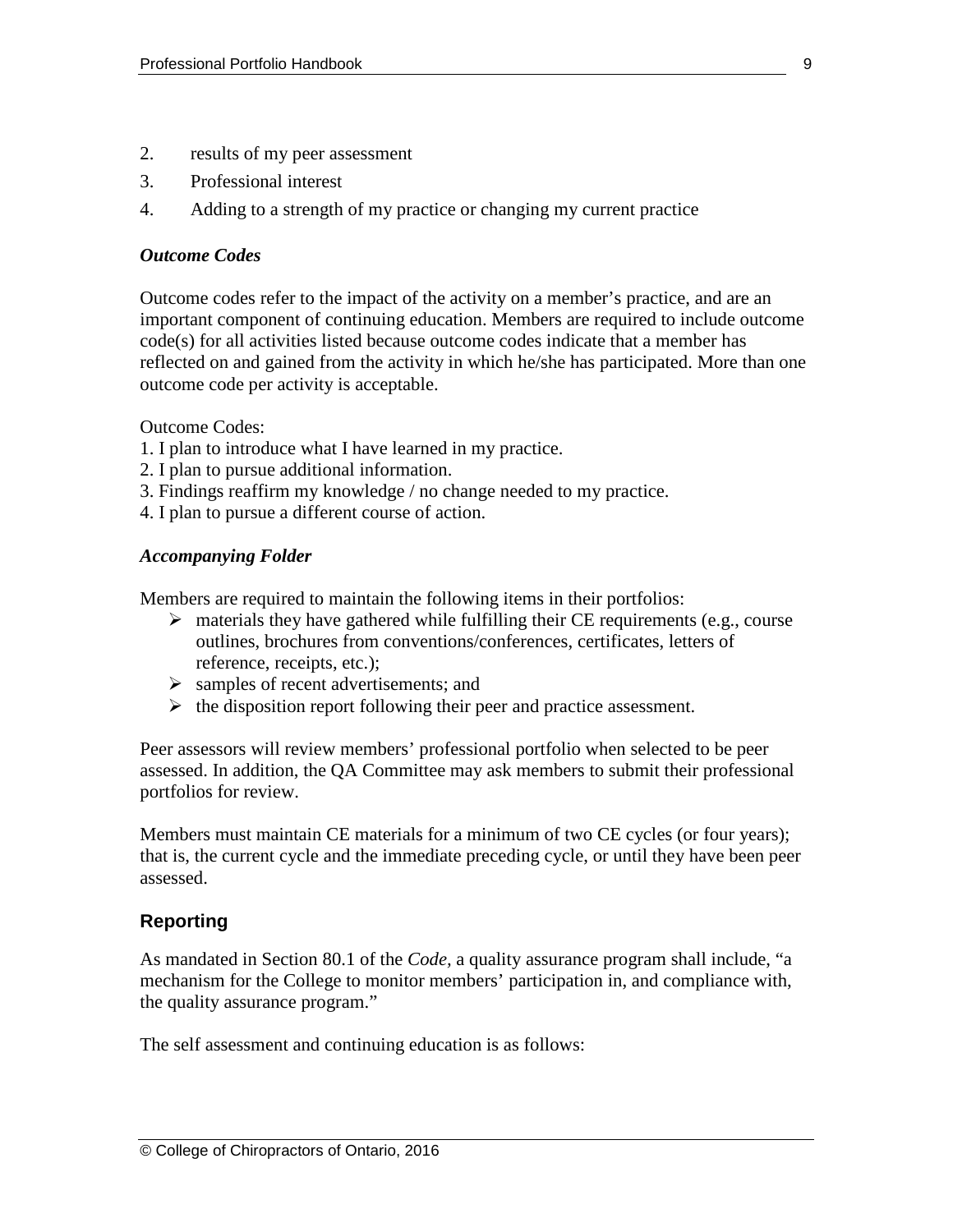2. results of my peer assessment
3. Professional interest
4. Adding to a strength of my practice or changing my current practice

### *Outcome Codes*

Outcome codes refer to the impact of the activity on a member's practice, and are an important component of continuing education. Members are required to include outcome code(s) for all activities listed because outcome codes indicate that a member has reflected on and gained from the activity in which he/she has participated. More than one outcome code per activity is acceptable.

Outcome Codes:

1. I plan to introduce what I have learned in my practice.
2. I plan to pursue additional information.
3. Findings reaffirm my knowledge / no change needed to my practice.
4. I plan to pursue a different course of action.

### *Accompanying Folder*

Members are required to maintain the following items in their portfolios:

- materials they have gathered while fulfilling their CE requirements (e.g., course outlines, brochures from conventions/conferences, certificates, letters of reference, receipts, etc.);
- samples of recent advertisements; and
- the disposition report following their peer and practice assessment.

Peer assessors will review members' professional portfolio when selected to be peer assessed. In addition, the QA Committee may ask members to submit their professional portfolios for review.

Members must maintain CE materials for a minimum of two CE cycles (or four years); that is, the current cycle and the immediate preceding cycle, or until they have been peer assessed.

## Reporting

As mandated in Section 80.1 of the *Code*, a quality assurance program shall include, "a mechanism for the College to monitor members' participation in, and compliance with, the quality assurance program."

The self assessment and continuing education is as follows: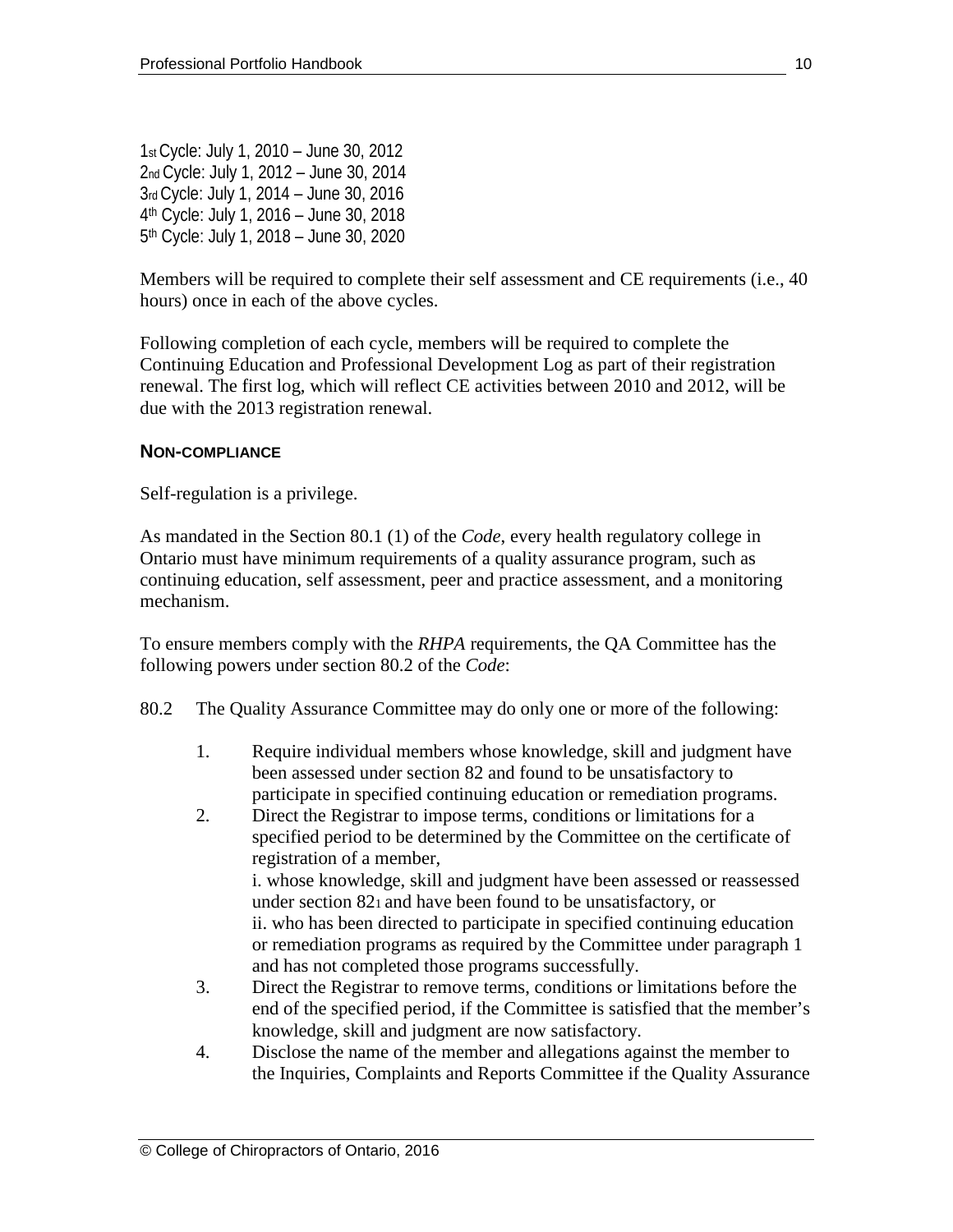1st Cycle: July 1, 2010 – June 30, 2012
2nd Cycle: July 1, 2012 – June 30, 2014
3rd Cycle: July 1, 2014 – June 30, 2016
4th Cycle: July 1, 2016 – June 30, 2018
5th Cycle: July 1, 2018 – June 30, 2020

Members will be required to complete their self assessment and CE requirements (i.e., 40 hours) once in each of the above cycles.

Following completion of each cycle, members will be required to complete the Continuing Education and Professional Development Log as part of their registration renewal. The first log, which will reflect CE activities between 2010 and 2012, will be due with the 2013 registration renewal.

### NON-COMPLIANCE

Self-regulation is a privilege.

As mandated in the Section 80.1 (1) of the *Code*, every health regulatory college in Ontario must have minimum requirements of a quality assurance program, such as continuing education, self assessment, peer and practice assessment, and a monitoring mechanism.

To ensure members comply with the *RHPA* requirements, the QA Committee has the following powers under section 80.2 of the *Code*:

80.2 The Quality Assurance Committee may do only one or more of the following:

1. Require individual members whose knowledge, skill and judgment have been assessed under section 82 and found to be unsatisfactory to participate in specified continuing education or remediation programs.
2. Direct the Registrar to impose terms, conditions or limitations for a specified period to be determined by the Committee on the certificate of registration of a member,
   i. whose knowledge, skill and judgment have been assessed or reassessed under section 82[1] and have been found to be unsatisfactory, or
   ii. who has been directed to participate in specified continuing education or remediation programs as required by the Committee under paragraph 1 and has not completed those programs successfully.
3. Direct the Registrar to remove terms, conditions or limitations before the end of the specified period, if the Committee is satisfied that the member's knowledge, skill and judgment are now satisfactory.
4. Disclose the name of the member and allegations against the member to the Inquiries, Complaints and Reports Committee if the Quality Assurance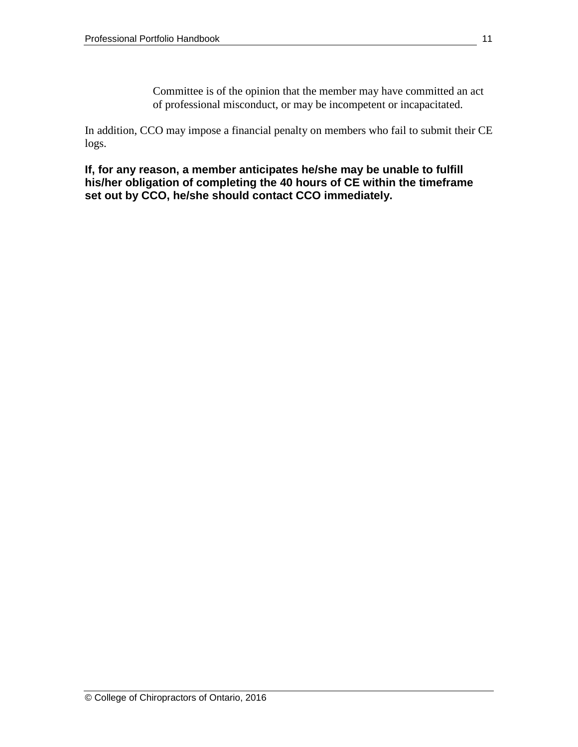Committee is of the opinion that the member may have committed an act of professional misconduct, or may be incompetent or incapacitated.

In addition, CCO may impose a financial penalty on members who fail to submit their CE logs.

**If, for any reason, a member anticipates he/she may be unable to fulfill his/her obligation of completing the 40 hours of CE within the timeframe set out by CCO, he/she should contact CCO immediately.**